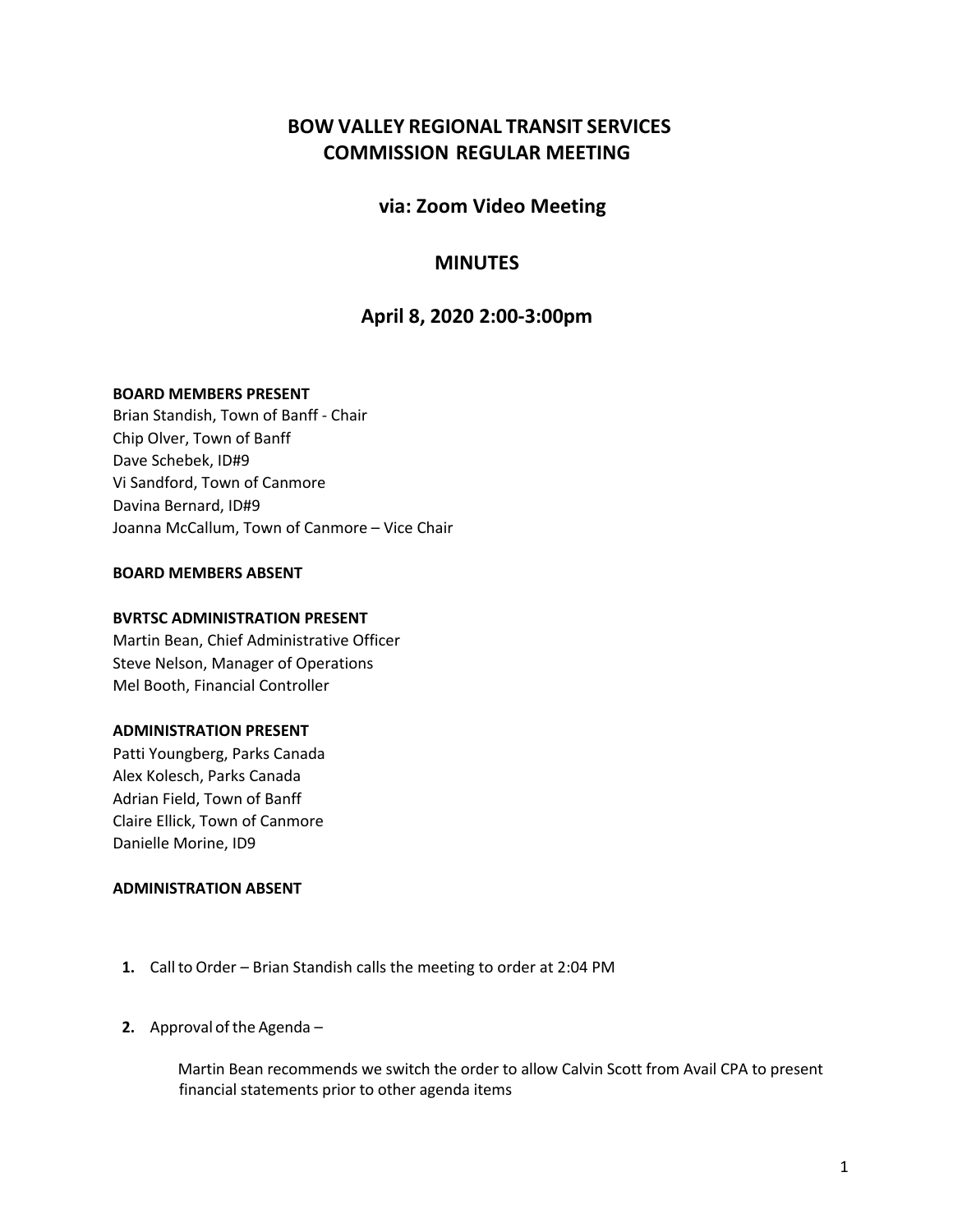# BOW VALLEY REGIONAL TRANSIT SERVICES COMMISSION REGULAR MEETING

## via: Zoom Video Meeting

## MINUTES

## April 8, 2020 2:00-3:00pm

**BOARD MEMBERS PRESENT**
Brian Standish, Town of Banff - Chair
Chip Olver, Town of Banff
Dave Schebek, ID#9
Vi Sandford, Town of Canmore
Davina Bernard, ID#9
Joanna McCallum, Town of Canmore – Vice Chair

**BOARD MEMBERS ABSENT**

**BVRTSC ADMINISTRATION PRESENT**
Martin Bean, Chief Administrative Officer
Steve Nelson, Manager of Operations
Mel Booth, Financial Controller

**ADMINISTRATION PRESENT**
Patti Youngberg, Parks Canada
Alex Kolesch, Parks Canada
Adrian Field, Town of Banff
Claire Ellick, Town of Canmore
Danielle Morine, ID9

**ADMINISTRATION ABSENT**

1. Call to Order – Brian Standish calls the meeting to order at 2:04 PM

2. Approval of the Agenda –

   Martin Bean recommends we switch the order to allow Calvin Scott from Avail CPA to present financial statements prior to other agenda items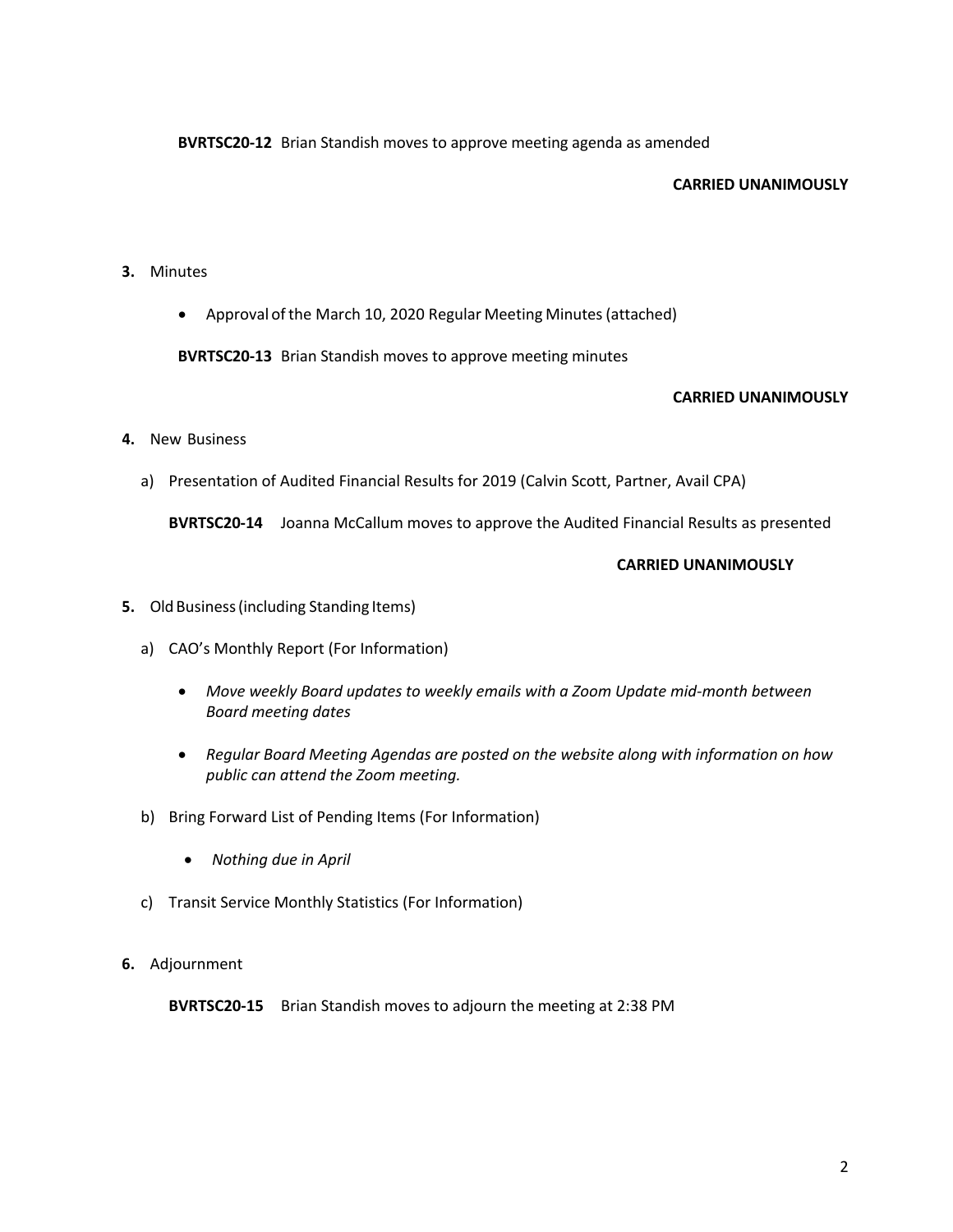**BVRTSC20-12** Brian Standish moves to approve meeting agenda as amended

**CARRIED UNANIMOUSLY**

**3.** Minutes

- Approval of the March 10, 2020 Regular Meeting Minutes (attached)

**BVRTSC20-13** Brian Standish moves to approve meeting minutes

**CARRIED UNANIMOUSLY**

**4.** New Business

a) Presentation of Audited Financial Results for 2019 (Calvin Scott, Partner, Avail CPA)

**BVRTSC20-14** Joanna McCallum moves to approve the Audited Financial Results as presented

**CARRIED UNANIMOUSLY**

**5.** Old Business (including Standing Items)

a) CAO's Monthly Report (For Information)

- *Move weekly Board updates to weekly emails with a Zoom Update mid-month between Board meeting dates*
- *Regular Board Meeting Agendas are posted on the website along with information on how public can attend the Zoom meeting.*

b) Bring Forward List of Pending Items (For Information)

- *Nothing due in April*

c) Transit Service Monthly Statistics (For Information)

**6.** Adjournment

**BVRTSC20-15** Brian Standish moves to adjourn the meeting at 2:38 PM